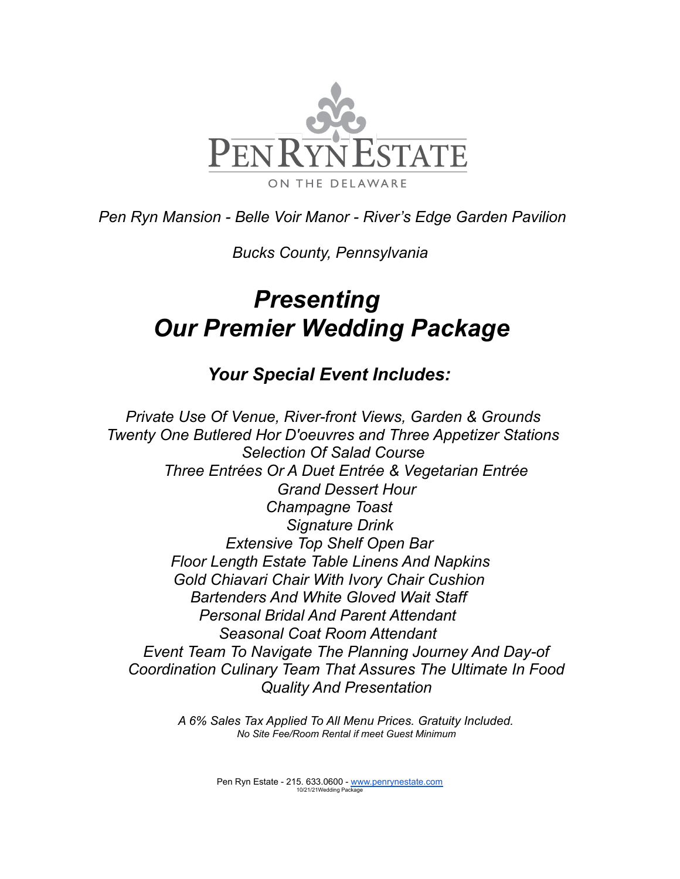# Pen Ryn Estate

ON THE DELAWARE

*Pen Ryn Mansion - Belle Voir Manor - River's Edge Garden Pavilion*

*Bucks County, Pennsylvania*

# *Presenting Our Premier Wedding Package*

## *Your Special Event Includes:*

*Private Use Of Venue, River-front Views, Garden & Grounds*
*Twenty One Butlered Hor D'oeuvres and Three Appetizer Stations*
*Selection Of Salad Course*
*Three Entrées Or A Duet Entrée & Vegetarian Entrée*
*Grand Dessert Hour*
*Champagne Toast*
*Signature Drink*
*Extensive Top Shelf Open Bar*
*Floor Length Estate Table Linens And Napkins*
*Gold Chiavari Chair With Ivory Chair Cushion*
*Bartenders And White Gloved Wait Staff*
*Personal Bridal And Parent Attendant*
*Seasonal Coat Room Attendant*
*Event Team To Navigate The Planning Journey And Day-of Coordination Culinary Team That Assures The Ultimate In Food Quality And Presentation*

*A 6% Sales Tax Applied To All Menu Prices. Gratuity Included.*
*No Site Fee/Room Rental if meet Guest Minimum*

Pen Ryn Estate - 215. 633.0600 - www.penrynestate.com
10/21/21Wedding Package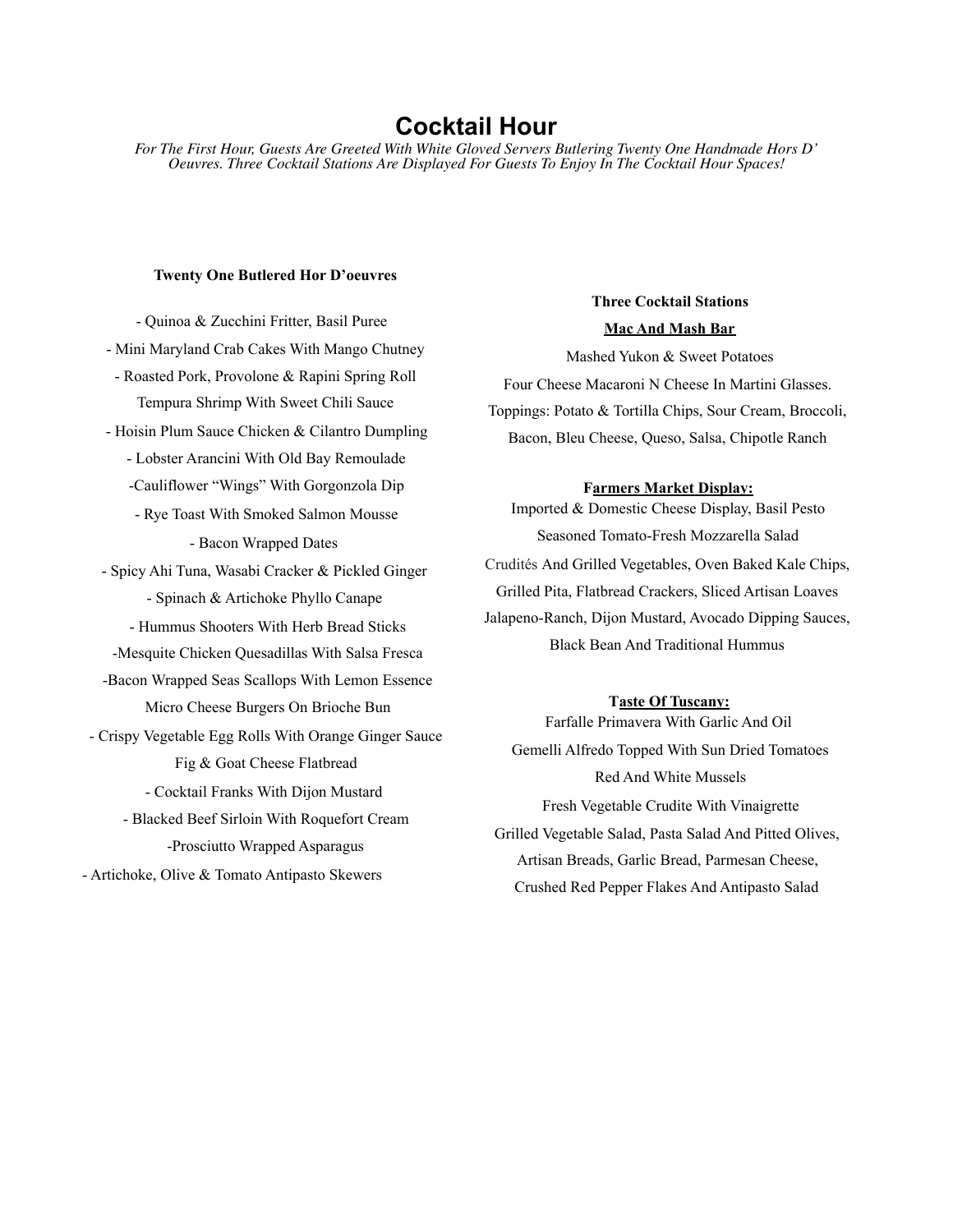# Cocktail Hour

*For The First Hour, Guests Are Greeted With White Gloved Servers Butlering Twenty One Handmade Hors D' Oeuvres. Three Cocktail Stations Are Displayed For Guests To Enjoy In The Cocktail Hour Spaces!*

**Twenty One Butlered Hor D'oeuvres**

- Quinoa & Zucchini Fritter, Basil Puree
- Mini Maryland Crab Cakes With Mango Chutney
- Roasted Pork, Provolone & Rapini Spring Roll
- Tempura Shrimp With Sweet Chili Sauce
- Hoisin Plum Sauce Chicken & Cilantro Dumpling
- Lobster Arancini With Old Bay Remoulade
- Cauliflower "Wings" With Gorgonzola Dip
- Rye Toast With Smoked Salmon Mousse
- Bacon Wrapped Dates
- Spicy Ahi Tuna, Wasabi Cracker & Pickled Ginger
- Spinach & Artichoke Phyllo Canape
- Hummus Shooters With Herb Bread Sticks
- Mesquite Chicken Quesadillas With Salsa Fresca
- Bacon Wrapped Seas Scallops With Lemon Essence
- Micro Cheese Burgers On Brioche Bun
- Crispy Vegetable Egg Rolls With Orange Ginger Sauce
- Fig & Goat Cheese Flatbread
- Cocktail Franks With Dijon Mustard
- Blacked Beef Sirloin With Roquefort Cream
- Prosciutto Wrapped Asparagus
- Artichoke, Olive & Tomato Antipasto Skewers

**Three Cocktail Stations**

**Mac And Mash Bar**

Mashed Yukon & Sweet Potatoes

Four Cheese Macaroni N Cheese In Martini Glasses.

Toppings: Potato & Tortilla Chips, Sour Cream, Broccoli, Bacon, Bleu Cheese, Queso, Salsa, Chipotle Ranch

**Farmers Market Display:**

Imported & Domestic Cheese Display, Basil Pesto

Seasoned Tomato-Fresh Mozzarella Salad

Crudités And Grilled Vegetables, Oven Baked Kale Chips,

Grilled Pita, Flatbread Crackers, Sliced Artisan Loaves

Jalapeno-Ranch, Dijon Mustard, Avocado Dipping Sauces,

Black Bean And Traditional Hummus

**Taste Of Tuscany:**

Farfalle Primavera With Garlic And Oil

Gemelli Alfredo Topped With Sun Dried Tomatoes

Red And White Mussels

Fresh Vegetable Crudite With Vinaigrette

Grilled Vegetable Salad, Pasta Salad And Pitted Olives,

Artisan Breads, Garlic Bread, Parmesan Cheese,

Crushed Red Pepper Flakes And Antipasto Salad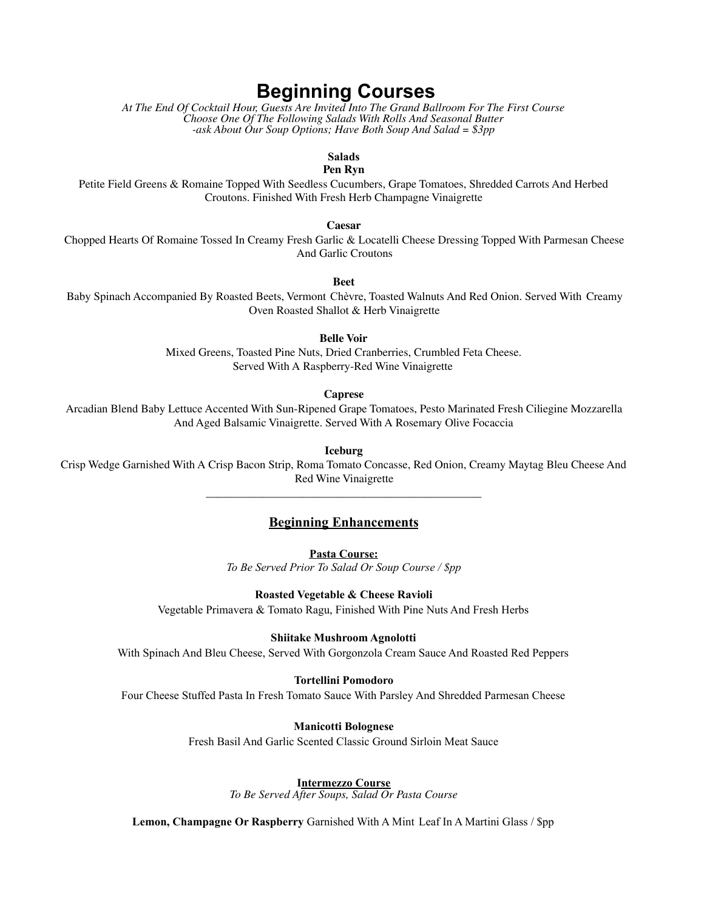# Beginning Courses

*At The End Of Cocktail Hour, Guests Are Invited Into The Grand Ballroom For The First Course*
*Choose One Of The Following Salads With Rolls And Seasonal Butter*
*-ask About Our Soup Options; Have Both Soup And Salad = $3pp*

**Salads**

**Pen Ryn**

Petite Field Greens & Romaine Topped With Seedless Cucumbers, Grape Tomatoes, Shredded Carrots And Herbed Croutons. Finished With Fresh Herb Champagne Vinaigrette

**Caesar**

Chopped Hearts Of Romaine Tossed In Creamy Fresh Garlic & Locatelli Cheese Dressing Topped With Parmesan Cheese And Garlic Croutons

**Beet**

Baby Spinach Accompanied By Roasted Beets, Vermont Chèvre, Toasted Walnuts And Red Onion. Served With Creamy Oven Roasted Shallot & Herb Vinaigrette

**Belle Voir**

Mixed Greens, Toasted Pine Nuts, Dried Cranberries, Crumbled Feta Cheese.
Served With A Raspberry-Red Wine Vinaigrette

**Caprese**

Arcadian Blend Baby Lettuce Accented With Sun-Ripened Grape Tomatoes, Pesto Marinated Fresh Ciliegine Mozzarella And Aged Balsamic Vinaigrette. Served With A Rosemary Olive Focaccia

**Iceburg**

Crisp Wedge Garnished With A Crisp Bacon Strip, Roma Tomato Concasse, Red Onion, Creamy Maytag Bleu Cheese And Red Wine Vinaigrette

---

## Beginning Enhancements

**Pasta Course:**

*To Be Served Prior To Salad Or Soup Course / $pp*

**Roasted Vegetable & Cheese Ravioli**

Vegetable Primavera & Tomato Ragu, Finished With Pine Nuts And Fresh Herbs

**Shiitake Mushroom Agnolotti**

With Spinach And Bleu Cheese, Served With Gorgonzola Cream Sauce And Roasted Red Peppers

**Tortellini Pomodoro**

Four Cheese Stuffed Pasta In Fresh Tomato Sauce With Parsley And Shredded Parmesan Cheese

**Manicotti Bolognese**

Fresh Basil And Garlic Scented Classic Ground Sirloin Meat Sauce

**Intermezzo Course**

*To Be Served After Soups, Salad Or Pasta Course*

**Lemon, Champagne Or Raspberry** Garnished With A Mint Leaf In A Martini Glass / $pp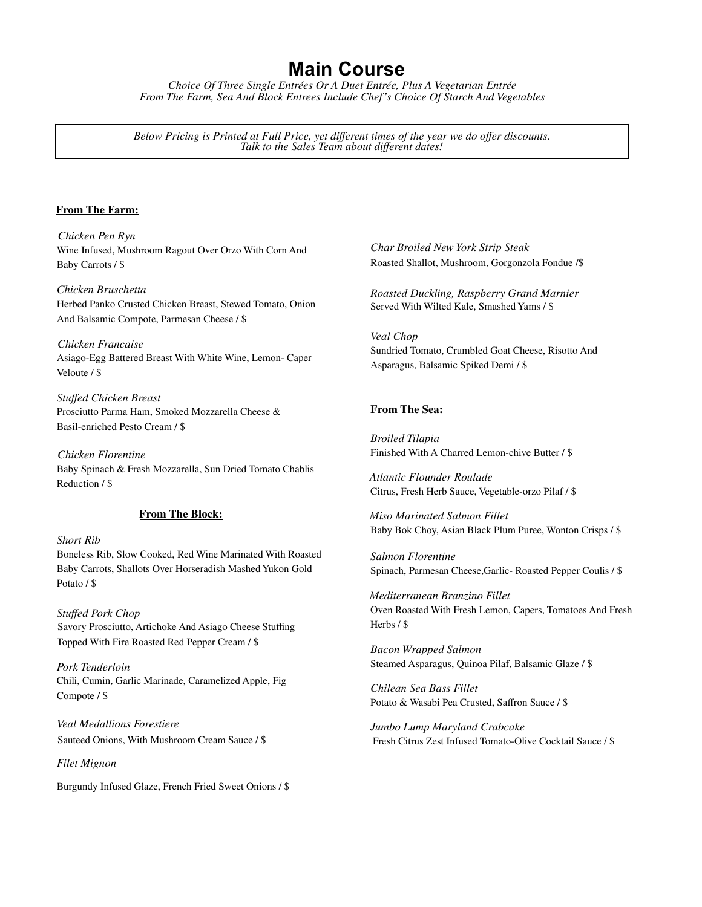# Main Course

*Choice Of Three Single Entrées Or A Duet Entrée, Plus A Vegetarian Entrée*
*From The Farm, Sea And Block Entrees Include Chef's Choice Of Starch And Vegetables*

> *Below Pricing is Printed at Full Price, yet different times of the year we do offer discounts.*
> *Talk to the Sales Team about different dates!*

## From The Farm:

*Chicken Pen Ryn*
Wine Infused, Mushroom Ragout Over Orzo With Corn And Baby Carrots / $

*Chicken Bruschetta*
Herbed Panko Crusted Chicken Breast, Stewed Tomato, Onion And Balsamic Compote, Parmesan Cheese / $

*Chicken Francaise*
Asiago-Egg Battered Breast With White Wine, Lemon- Caper Veloute / $

*Stuffed Chicken Breast*
Prosciutto Parma Ham, Smoked Mozzarella Cheese & Basil-enriched Pesto Cream / $

*Chicken Florentine*
Baby Spinach & Fresh Mozzarella, Sun Dried Tomato Chablis Reduction / $

## From The Block:

*Short Rib*
Boneless Rib, Slow Cooked, Red Wine Marinated With Roasted Baby Carrots, Shallots Over Horseradish Mashed Yukon Gold Potato / $

*Stuffed Pork Chop*
Savory Prosciutto, Artichoke And Asiago Cheese Stuffing Topped With Fire Roasted Red Pepper Cream / $

*Pork Tenderloin*
Chili, Cumin, Garlic Marinade, Caramelized Apple, Fig Compote / $

*Veal Medallions Forestiere*
Sauteed Onions, With Mushroom Cream Sauce / $

*Filet Mignon*
Burgundy Infused Glaze, French Fried Sweet Onions / $

*Char Broiled New York Strip Steak*
Roasted Shallot, Mushroom, Gorgonzola Fondue /$

*Roasted Duckling, Raspberry Grand Marnier*
Served With Wilted Kale, Smashed Yams / $

*Veal Chop*
Sundried Tomato, Crumbled Goat Cheese, Risotto And Asparagus, Balsamic Spiked Demi / $

## From The Sea:

*Broiled Tilapia*
Finished With A Charred Lemon-chive Butter / $

*Atlantic Flounder Roulade*
Citrus, Fresh Herb Sauce, Vegetable-orzo Pilaf / $

*Miso Marinated Salmon Fillet*
Baby Bok Choy, Asian Black Plum Puree, Wonton Crisps / $

*Salmon Florentine*
Spinach, Parmesan Cheese,Garlic- Roasted Pepper Coulis / $

*Mediterranean Branzino Fillet*
Oven Roasted With Fresh Lemon, Capers, Tomatoes And Fresh Herbs / $

*Bacon Wrapped Salmon*
Steamed Asparagus, Quinoa Pilaf, Balsamic Glaze / $

*Chilean Sea Bass Fillet*
Potato & Wasabi Pea Crusted, Saffron Sauce / $

*Jumbo Lump Maryland Crabcake*
Fresh Citrus Zest Infused Tomato-Olive Cocktail Sauce / $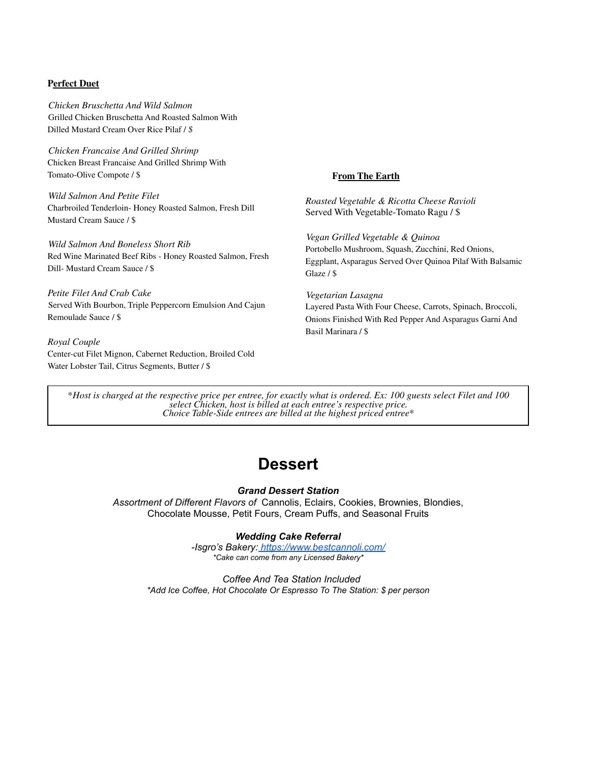**Perfect Duet**

*Chicken Bruschetta And Wild Salmon*
Grilled Chicken Bruschetta And Roasted Salmon With Dilled Mustard Cream Over Rice Pilaf / $

*Chicken Francaise And Grilled Shrimp*
Chicken Breast Francaise And Grilled Shrimp With Tomato-Olive Compote / $

*Wild Salmon And Petite Filet*
Charbroiled Tenderloin- Honey Roasted Salmon, Fresh Dill Mustard Cream Sauce / $

*Wild Salmon And Boneless Short Rib*
Red Wine Marinated Beef Ribs - Honey Roasted Salmon, Fresh Dill- Mustard Cream Sauce / $

*Petite Filet And Crab Cake*
Served With Bourbon, Triple Peppercorn Emulsion And Cajun Remoulade Sauce / $

*Royal Couple*
Center-cut Filet Mignon, Cabernet Reduction, Broiled Cold Water Lobster Tail, Citrus Segments, Butter / $

**From The Earth**

*Roasted Vegetable & Ricotta Cheese Ravioli*
Served With Vegetable-Tomato Ragu / $

*Vegan Grilled Vegetable & Quinoa*
Portobello Mushroom, Squash, Zucchini, Red Onions, Eggplant, Asparagus Served Over Quinoa Pilaf With Balsamic Glaze / $

*Vegetarian Lasagna*
Layered Pasta With Four Cheese, Carrots, Spinach, Broccoli, Onions Finished With Red Pepper And Asparagus Garni And Basil Marinara / $

*\*Host is charged at the respective price per entree, for exactly what is ordered. Ex: 100 guests select Filet and 100 select Chicken, host is billed at each entree's respective price. Choice Table-Side entrees are billed at the highest priced entree\**

# Dessert

***Grand Dessert Station***
*Assortment of Different Flavors of* Cannolis, Eclairs, Cookies, Brownies, Blondies, Chocolate Mousse, Petit Fours, Cream Puffs, and Seasonal Fruits

***Wedding Cake Referral***
*-Isgro's Bakery: [https://www.bestcannoli.com/](https://www.bestcannoli.com/)*
*\*Cake can come from any Licensed Bakery\**

*Coffee And Tea Station Included*
*\*Add Ice Coffee, Hot Chocolate Or Espresso To The Station: $ per person*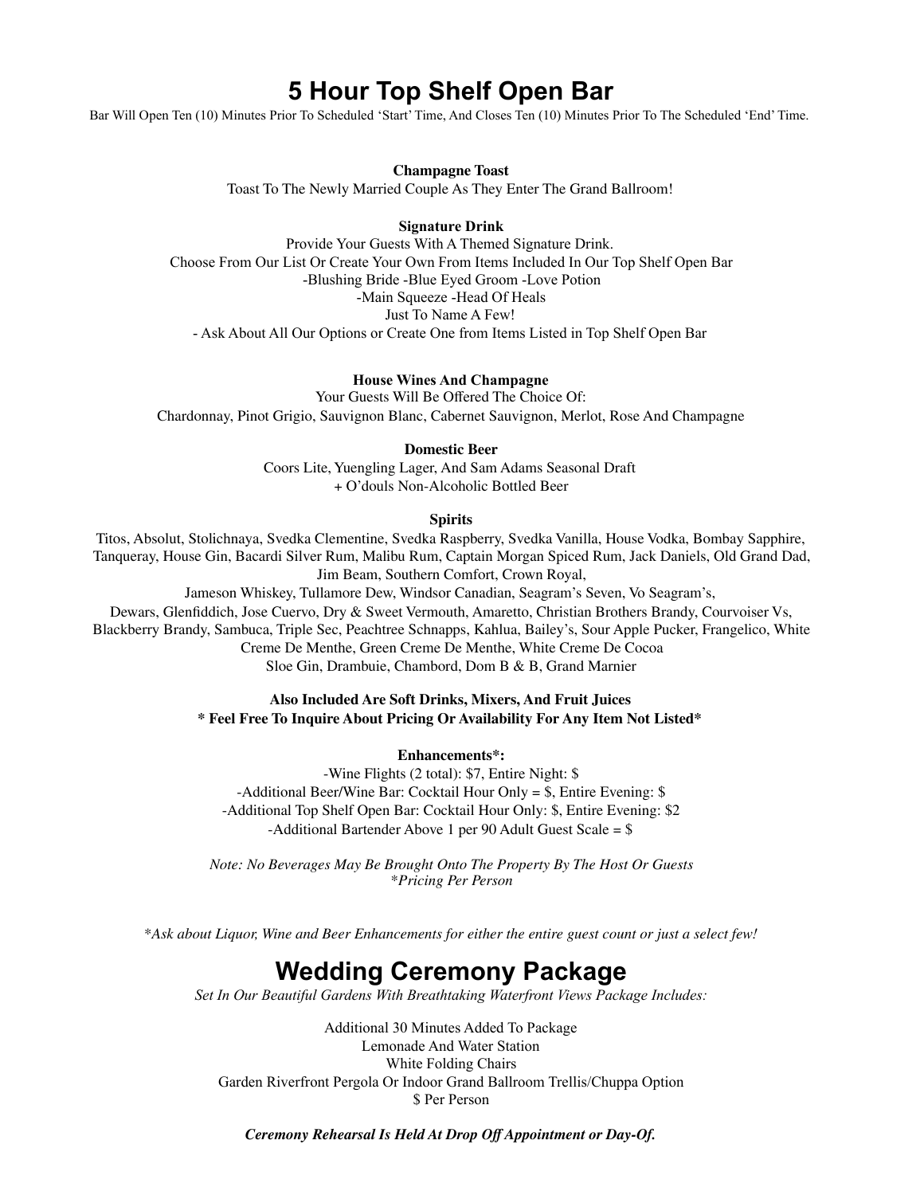# 5 Hour Top Shelf Open Bar

Bar Will Open Ten (10) Minutes Prior To Scheduled 'Start' Time, And Closes Ten (10) Minutes Prior To The Scheduled 'End' Time.

**Champagne Toast**

Toast To The Newly Married Couple As They Enter The Grand Ballroom!

**Signature Drink**

Provide Your Guests With A Themed Signature Drink.
Choose From Our List Or Create Your Own From Items Included In Our Top Shelf Open Bar
-Blushing Bride -Blue Eyed Groom -Love Potion
-Main Squeeze -Head Of Heals
Just To Name A Few!
- Ask About All Our Options or Create One from Items Listed in Top Shelf Open Bar

**House Wines And Champagne**

Your Guests Will Be Offered The Choice Of:
Chardonnay, Pinot Grigio, Sauvignon Blanc, Cabernet Sauvignon, Merlot, Rose And Champagne

**Domestic Beer**

Coors Lite, Yuengling Lager, And Sam Adams Seasonal Draft
+ O'douls Non-Alcoholic Bottled Beer

**Spirits**

Titos, Absolut, Stolichnaya, Svedka Clementine, Svedka Raspberry, Svedka Vanilla, House Vodka, Bombay Sapphire, Tanqueray, House Gin, Bacardi Silver Rum, Malibu Rum, Captain Morgan Spiced Rum, Jack Daniels, Old Grand Dad, Jim Beam, Southern Comfort, Crown Royal,
Jameson Whiskey, Tullamore Dew, Windsor Canadian, Seagram's Seven, Vo Seagram's,
Dewars, Glenfiddich, Jose Cuervo, Dry & Sweet Vermouth, Amaretto, Christian Brothers Brandy, Courvoiser Vs, Blackberry Brandy, Sambuca, Triple Sec, Peachtree Schnapps, Kahlua, Bailey's, Sour Apple Pucker, Frangelico, White Creme De Menthe, Green Creme De Menthe, White Creme De Cocoa
Sloe Gin, Drambuie, Chambord, Dom B & B, Grand Marnier

**Also Included Are Soft Drinks, Mixers, And Fruit Juices**
**\* Feel Free To Inquire About Pricing Or Availability For Any Item Not Listed\***

**Enhancements\*:**

-Wine Flights (2 total): $7, Entire Night: $
-Additional Beer/Wine Bar: Cocktail Hour Only = $, Entire Evening: $
-Additional Top Shelf Open Bar: Cocktail Hour Only: $, Entire Evening: $2
-Additional Bartender Above 1 per 90 Adult Guest Scale = $

*Note: No Beverages May Be Brought Onto The Property By The Host Or Guests*
*\*Pricing Per Person*

*\*Ask about Liquor, Wine and Beer Enhancements for either the entire guest count or just a select few!*

# Wedding Ceremony Package

*Set In Our Beautiful Gardens With Breathtaking Waterfront Views Package Includes:*

Additional 30 Minutes Added To Package
Lemonade And Water Station
White Folding Chairs
Garden Riverfront Pergola Or Indoor Grand Ballroom Trellis/Chuppa Option
$ Per Person

***Ceremony Rehearsal Is Held At Drop Off Appointment or Day-Of.***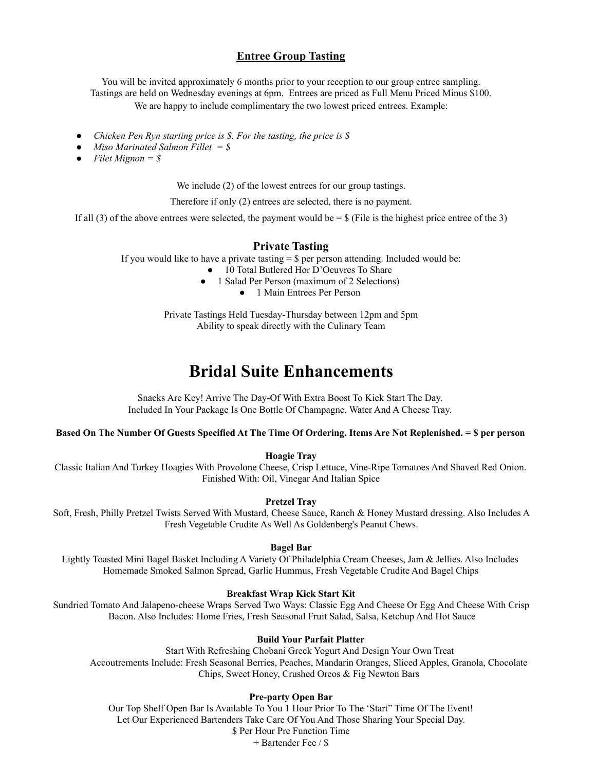## Entree Group Tasting

You will be invited approximately 6 months prior to your reception to our group entree sampling.
Tastings are held on Wednesday evenings at 6pm. Entrees are priced as Full Menu Priced Minus $100.
We are happy to include complimentary the two lowest priced entrees. Example:

- *Chicken Pen Ryn starting price is $. For the tasting, the price is $*
- *Miso Marinated Salmon Fillet = $*
- *Filet Mignon = $*

We include (2) of the lowest entrees for our group tastings.

Therefore if only (2) entrees are selected, there is no payment.

If all (3) of the above entrees were selected, the payment would be = $ (File is the highest price entree of the 3)

### Private Tasting

If you would like to have a private tasting = $ per person attending. Included would be:

- 10 Total Butlered Hor D'Oeuvres To Share
- 1 Salad Per Person (maximum of 2 Selections)
- 1 Main Entrees Per Person

Private Tastings Held Tuesday-Thursday between 12pm and 5pm
Ability to speak directly with the Culinary Team

# Bridal Suite Enhancements

Snacks Are Key! Arrive The Day-Of With Extra Boost To Kick Start The Day.
Included In Your Package Is One Bottle Of Champagne, Water And A Cheese Tray.

**Based On The Number Of Guests Specified At The Time Of Ordering. Items Are Not Replenished. = $ per person**

**Hoagie Tray**
Classic Italian And Turkey Hoagies With Provolone Cheese, Crisp Lettuce, Vine-Ripe Tomatoes And Shaved Red Onion. Finished With: Oil, Vinegar And Italian Spice

**Pretzel Tray**
Soft, Fresh, Philly Pretzel Twists Served With Mustard, Cheese Sauce, Ranch & Honey Mustard dressing. Also Includes A Fresh Vegetable Crudite As Well As Goldenberg's Peanut Chews.

**Bagel Bar**
Lightly Toasted Mini Bagel Basket Including A Variety Of Philadelphia Cream Cheeses, Jam & Jellies. Also Includes Homemade Smoked Salmon Spread, Garlic Hummus, Fresh Vegetable Crudite And Bagel Chips

**Breakfast Wrap Kick Start Kit**
Sundried Tomato And Jalapeno-cheese Wraps Served Two Ways: Classic Egg And Cheese Or Egg And Cheese With Crisp Bacon. Also Includes: Home Fries, Fresh Seasonal Fruit Salad, Salsa, Ketchup And Hot Sauce

**Build Your Parfait Platter**
Start With Refreshing Chobani Greek Yogurt And Design Your Own Treat
Accoutrements Include: Fresh Seasonal Berries, Peaches, Mandarin Oranges, Sliced Apples, Granola, Chocolate Chips, Sweet Honey, Crushed Oreos & Fig Newton Bars

**Pre-party Open Bar**
Our Top Shelf Open Bar Is Available To You 1 Hour Prior To The 'Start' Time Of The Event!
Let Our Experienced Bartenders Take Care Of You And Those Sharing Your Special Day.
$ Per Hour Pre Function Time
+ Bartender Fee / $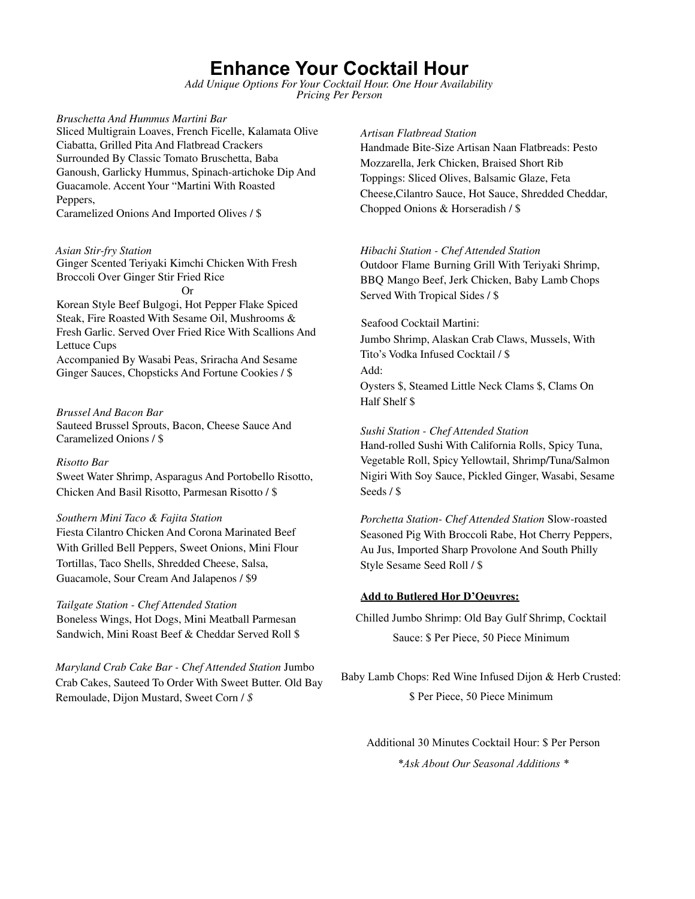# Enhance Your Cocktail Hour

*Add Unique Options For Your Cocktail Hour. One Hour Availability*
*Pricing Per Person*

*Bruschetta And Hummus Martini Bar*
Sliced Multigrain Loaves, French Ficelle, Kalamata Olive Ciabatta, Grilled Pita And Flatbread Crackers Surrounded By Classic Tomato Bruschetta, Baba Ganoush, Garlicky Hummus, Spinach-artichoke Dip And Guacamole. Accent Your "Martini With Roasted Peppers,
Caramelized Onions And Imported Olives / $

*Asian Stir-fry Station*
Ginger Scented Teriyaki Kimchi Chicken With Fresh Broccoli Over Ginger Stir Fried Rice
Or
Korean Style Beef Bulgogi, Hot Pepper Flake Spiced Steak, Fire Roasted With Sesame Oil, Mushrooms & Fresh Garlic. Served Over Fried Rice With Scallions And Lettuce Cups
Accompanied By Wasabi Peas, Sriracha And Sesame Ginger Sauces, Chopsticks And Fortune Cookies / $

*Brussel And Bacon Bar*
Sauteed Brussel Sprouts, Bacon, Cheese Sauce And Caramelized Onions / $

*Risotto Bar*
Sweet Water Shrimp, Asparagus And Portobello Risotto, Chicken And Basil Risotto, Parmesan Risotto / $

*Southern Mini Taco & Fajita Station*
Fiesta Cilantro Chicken And Corona Marinated Beef With Grilled Bell Peppers, Sweet Onions, Mini Flour Tortillas, Taco Shells, Shredded Cheese, Salsa, Guacamole, Sour Cream And Jalapenos / $9

*Tailgate Station - Chef Attended Station*
Boneless Wings, Hot Dogs, Mini Meatball Parmesan Sandwich, Mini Roast Beef & Cheddar Served Roll $

*Maryland Crab Cake Bar - Chef Attended Station* Jumbo Crab Cakes, Sauteed To Order With Sweet Butter. Old Bay Remoulade, Dijon Mustard, Sweet Corn / *$*

*Artisan Flatbread Station*
Handmade Bite-Size Artisan Naan Flatbreads: Pesto Mozzarella, Jerk Chicken, Braised Short Rib
Toppings: Sliced Olives, Balsamic Glaze, Feta Cheese,Cilantro Sauce, Hot Sauce, Shredded Cheddar, Chopped Onions & Horseradish / $

*Hibachi Station - Chef Attended Station*
Outdoor Flame Burning Grill With Teriyaki Shrimp, BBQ Mango Beef, Jerk Chicken, Baby Lamb Chops Served With Tropical Sides / $

Seafood Cocktail Martini:
Jumbo Shrimp, Alaskan Crab Claws, Mussels, With Tito's Vodka Infused Cocktail / $
Add:
Oysters $, Steamed Little Neck Clams $, Clams On Half Shelf $

*Sushi Station - Chef Attended Station*
Hand-rolled Sushi With California Rolls, Spicy Tuna, Vegetable Roll, Spicy Yellowtail, Shrimp/Tuna/Salmon Nigiri With Soy Sauce, Pickled Ginger, Wasabi, Sesame Seeds / $

*Porchetta Station- Chef Attended Station* Slow-roasted Seasoned Pig With Broccoli Rabe, Hot Cherry Peppers, Au Jus, Imported Sharp Provolone And South Philly Style Sesame Seed Roll / $

**Add to Butlered Hor D'Oeuvres:**

Chilled Jumbo Shrimp: Old Bay Gulf Shrimp, Cocktail Sauce: $ Per Piece, 50 Piece Minimum

Baby Lamb Chops: Red Wine Infused Dijon & Herb Crusted: $ Per Piece, 50 Piece Minimum

Additional 30 Minutes Cocktail Hour: $ Per Person

*\*Ask About Our Seasonal Additions \**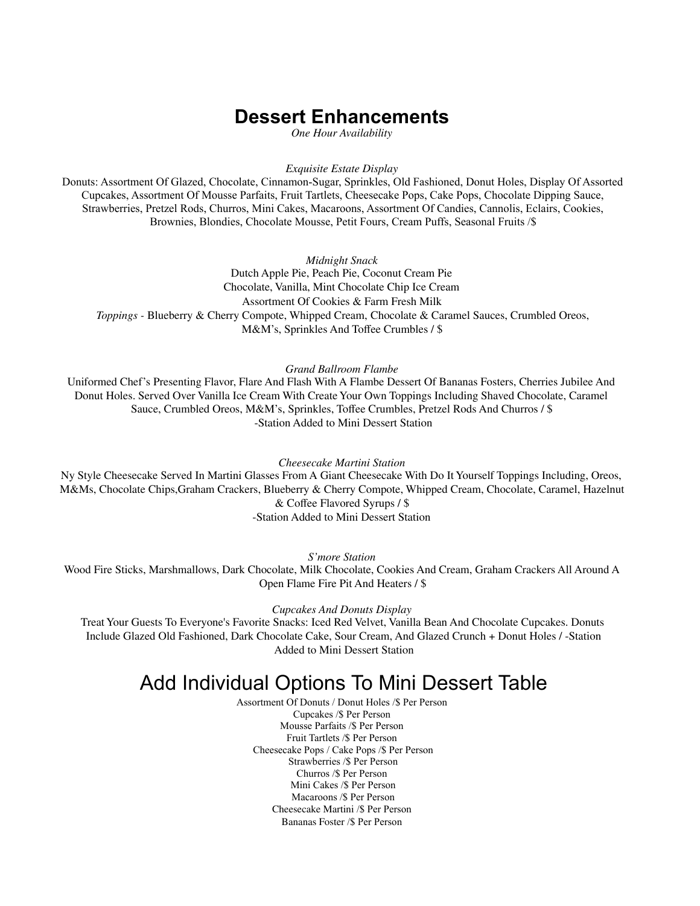# Dessert Enhancements

*One Hour Availability*

*Exquisite Estate Display*

Donuts: Assortment Of Glazed, Chocolate, Cinnamon-Sugar, Sprinkles, Old Fashioned, Donut Holes, Display Of Assorted Cupcakes, Assortment Of Mousse Parfaits, Fruit Tartlets, Cheesecake Pops, Cake Pops, Chocolate Dipping Sauce, Strawberries, Pretzel Rods, Churros, Mini Cakes, Macaroons, Assortment Of Candies, Cannolis, Eclairs, Cookies, Brownies, Blondies, Chocolate Mousse, Petit Fours, Cream Puffs, Seasonal Fruits /$

*Midnight Snack*

Dutch Apple Pie, Peach Pie, Coconut Cream Pie
Chocolate, Vanilla, Mint Chocolate Chip Ice Cream
Assortment Of Cookies & Farm Fresh Milk
*Toppings* - Blueberry & Cherry Compote, Whipped Cream, Chocolate & Caramel Sauces, Crumbled Oreos, M&M's, Sprinkles And Toffee Crumbles / $

*Grand Ballroom Flambe*

Uniformed Chef's Presenting Flavor, Flare And Flash With A Flambe Dessert Of Bananas Fosters, Cherries Jubilee And Donut Holes. Served Over Vanilla Ice Cream With Create Your Own Toppings Including Shaved Chocolate, Caramel Sauce, Crumbled Oreos, M&M's, Sprinkles, Toffee Crumbles, Pretzel Rods And Churros / $
-Station Added to Mini Dessert Station

*Cheesecake Martini Station*

Ny Style Cheesecake Served In Martini Glasses From A Giant Cheesecake With Do It Yourself Toppings Including, Oreos, M&Ms, Chocolate Chips,Graham Crackers, Blueberry & Cherry Compote, Whipped Cream, Chocolate, Caramel, Hazelnut & Coffee Flavored Syrups / $
-Station Added to Mini Dessert Station

*S'more Station*

Wood Fire Sticks, Marshmallows, Dark Chocolate, Milk Chocolate, Cookies And Cream, Graham Crackers All Around A Open Flame Fire Pit And Heaters / $

*Cupcakes And Donuts Display*

Treat Your Guests To Everyone's Favorite Snacks: Iced Red Velvet, Vanilla Bean And Chocolate Cupcakes. Donuts Include Glazed Old Fashioned, Dark Chocolate Cake, Sour Cream, And Glazed Crunch + Donut Holes / -Station Added to Mini Dessert Station

## Add Individual Options To Mini Dessert Table

Assortment Of Donuts / Donut Holes /$ Per Person
Cupcakes /$ Per Person
Mousse Parfaits /$ Per Person
Fruit Tartlets /$ Per Person
Cheesecake Pops / Cake Pops /$ Per Person
Strawberries /$ Per Person
Churros /$ Per Person
Mini Cakes /$ Per Person
Macaroons /$ Per Person
Cheesecake Martini /$ Per Person
Bananas Foster /$ Per Person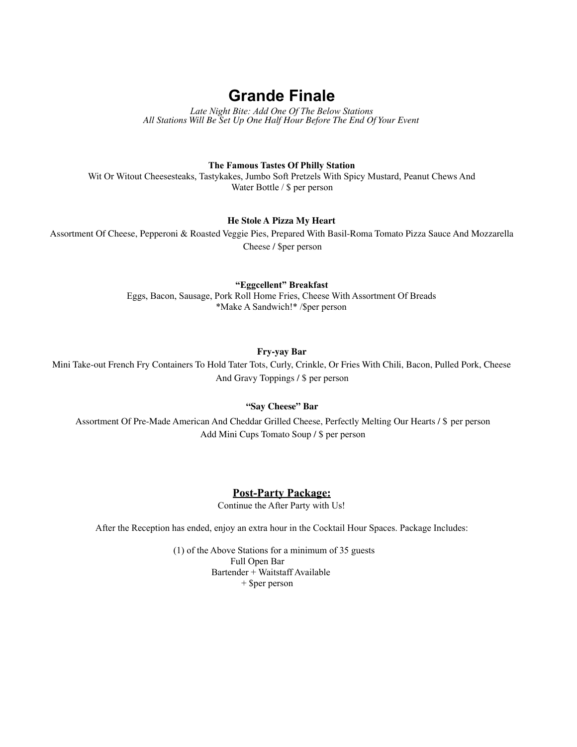# Grande Finale

*Late Night Bite: Add One Of The Below Stations*
*All Stations Will Be Set Up One Half Hour Before The End Of Your Event*

**The Famous Tastes Of Philly Station**
Wit Or Witout Cheesesteaks, Tastykakes, Jumbo Soft Pretzels With Spicy Mustard, Peanut Chews And Water Bottle / $ per person

**He Stole A Pizza My Heart**
Assortment Of Cheese, Pepperoni & Roasted Veggie Pies, Prepared With Basil-Roma Tomato Pizza Sauce And Mozzarella Cheese / $per person

**"Eggcellent" Breakfast**
Eggs, Bacon, Sausage, Pork Roll Home Fries, Cheese With Assortment Of Breads
*Make A Sandwich!* /$per person

**Fry-yay Bar**
Mini Take-out French Fry Containers To Hold Tater Tots, Curly, Crinkle, Or Fries With Chili, Bacon, Pulled Pork, Cheese And Gravy Toppings / $ per person

**"Say Cheese" Bar**
Assortment Of Pre-Made American And Cheddar Grilled Cheese, Perfectly Melting Our Hearts / $ per person
Add Mini Cups Tomato Soup / $ per person

## <u>Post-Party Package:</u>

Continue the After Party with Us!

After the Reception has ended, enjoy an extra hour in the Cocktail Hour Spaces. Package Includes:

(1) of the Above Stations for a minimum of 35 guests
Full Open Bar
Bartender + Waitstaff Available
+ $per person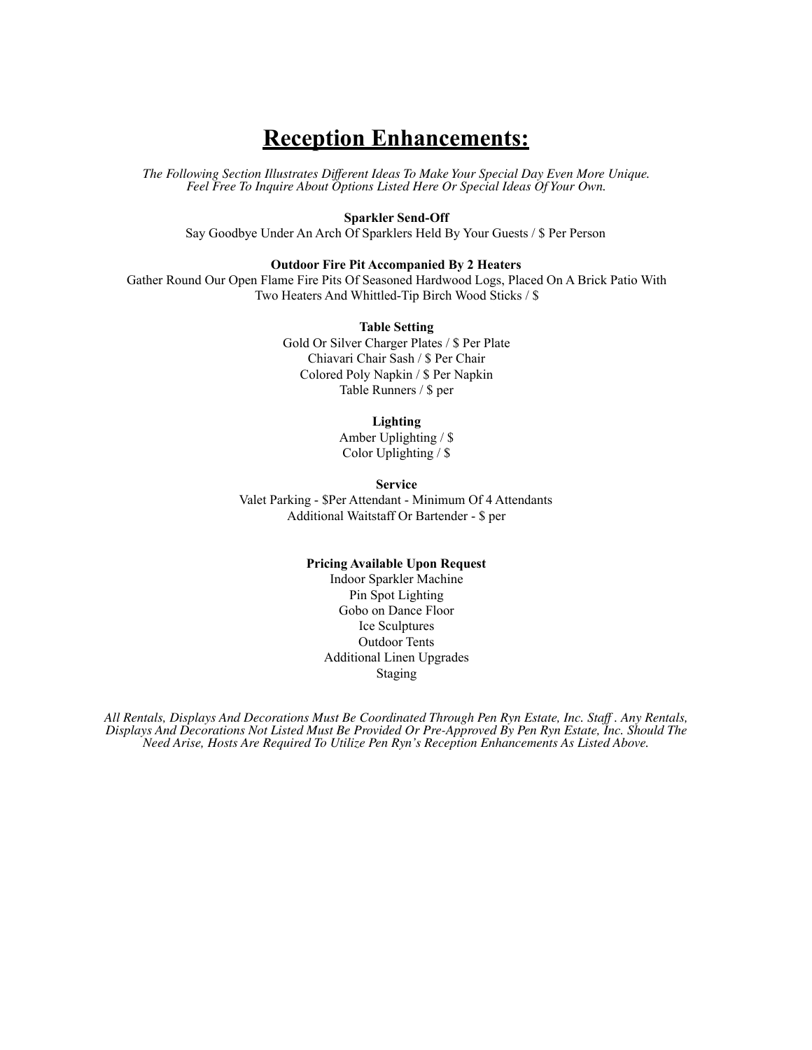# Reception Enhancements:

*The Following Section Illustrates Different Ideas To Make Your Special Day Even More Unique. Feel Free To Inquire About Options Listed Here Or Special Ideas Of Your Own.*

**Sparkler Send-Off**

Say Goodbye Under An Arch Of Sparklers Held By Your Guests / $ Per Person

**Outdoor Fire Pit Accompanied By 2 Heaters**

Gather Round Our Open Flame Fire Pits Of Seasoned Hardwood Logs, Placed On A Brick Patio With Two Heaters And Whittled-Tip Birch Wood Sticks / $

**Table Setting**

Gold Or Silver Charger Plates / $ Per Plate
Chiavari Chair Sash / $ Per Chair
Colored Poly Napkin / $ Per Napkin
Table Runners / $ per

**Lighting**

Amber Uplighting / $
Color Uplighting / $

**Service**

Valet Parking - $Per Attendant - Minimum Of 4 Attendants
Additional Waitstaff Or Bartender - $ per

**Pricing Available Upon Request**

Indoor Sparkler Machine
Pin Spot Lighting
Gobo on Dance Floor
Ice Sculptures
Outdoor Tents
Additional Linen Upgrades
Staging

*All Rentals, Displays And Decorations Must Be Coordinated Through Pen Ryn Estate, Inc. Staff . Any Rentals, Displays And Decorations Not Listed Must Be Provided Or Pre-Approved By Pen Ryn Estate, Inc. Should The Need Arise, Hosts Are Required To Utilize Pen Ryn's Reception Enhancements As Listed Above.*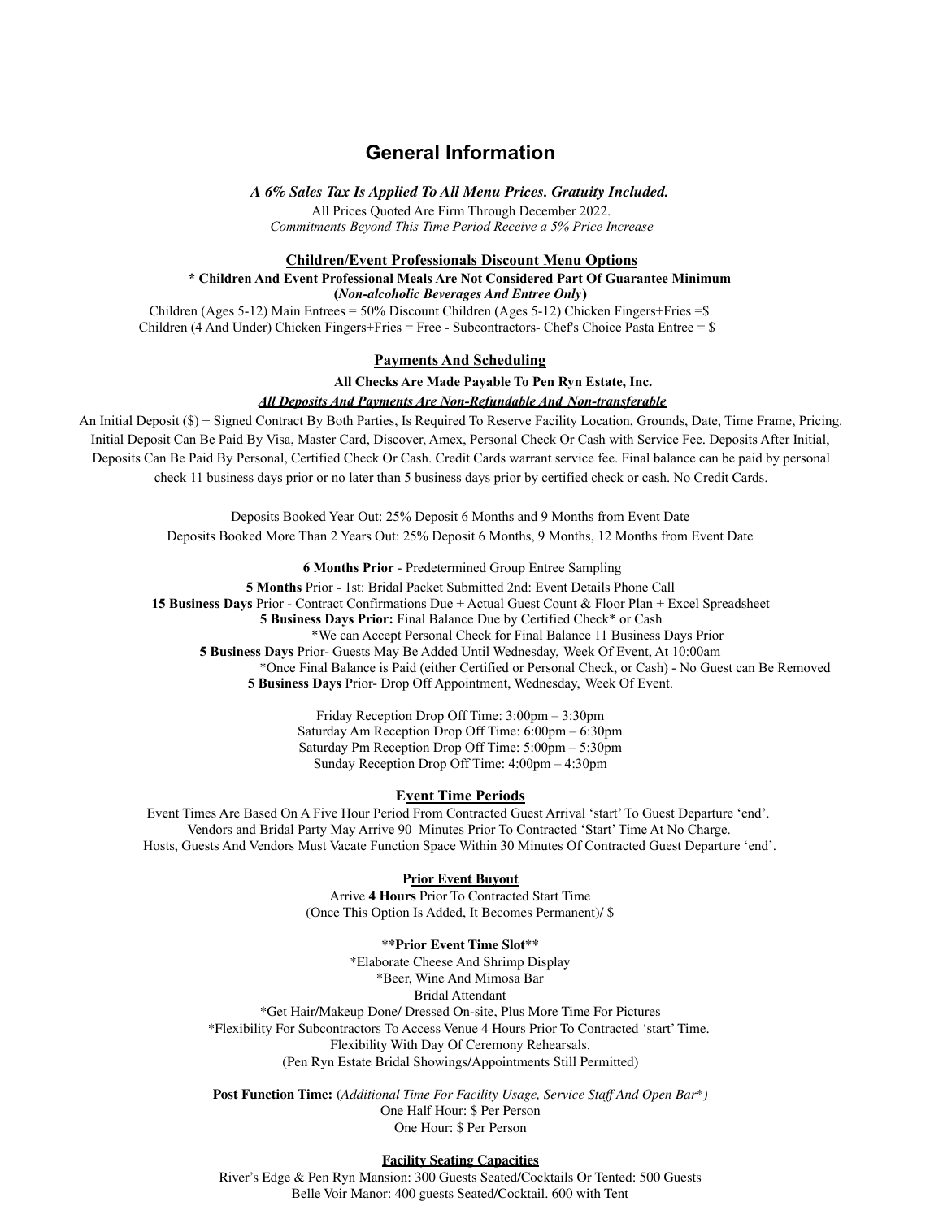# General Information

***A 6% Sales Tax Is Applied To All Menu Prices. Gratuity Included.***

All Prices Quoted Are Firm Through December 2022.

*Commitments Beyond This Time Period Receive a 5% Price Increase*

**Children/Event Professionals Discount Menu Options**

**\* Children And Event Professional Meals Are Not Considered Part Of Guarantee Minimum**
**(*Non-alcoholic Beverages And Entree Only*)**

Children (Ages 5-12) Main Entrees = 50% Discount Children (Ages 5-12) Chicken Fingers+Fries =$
Children (4 And Under) Chicken Fingers+Fries = Free - Subcontractors- Chef's Choice Pasta Entree = $

**Payments And Scheduling**

**All Checks Are Made Payable To Pen Ryn Estate, Inc.**

***All Deposits And Payments Are Non-Refundable And Non-transferable***

An Initial Deposit ($) + Signed Contract By Both Parties, Is Required To Reserve Facility Location, Grounds, Date, Time Frame, Pricing. Initial Deposit Can Be Paid By Visa, Master Card, Discover, Amex, Personal Check Or Cash with Service Fee. Deposits After Initial, Deposits Can Be Paid By Personal, Certified Check Or Cash. Credit Cards warrant service fee. Final balance can be paid by personal check 11 business days prior or no later than 5 business days prior by certified check or cash. No Credit Cards.

Deposits Booked Year Out: 25% Deposit 6 Months and 9 Months from Event Date
Deposits Booked More Than 2 Years Out: 25% Deposit 6 Months, 9 Months, 12 Months from Event Date

**6 Months Prior** - Predetermined Group Entree Sampling
**5 Months** Prior - 1st: Bridal Packet Submitted 2nd: Event Details Phone Call
**15 Business Days** Prior - Contract Confirmations Due + Actual Guest Count & Floor Plan + Excel Spreadsheet
**5 Business Days Prior:** Final Balance Due by Certified Check* or Cash
*We can Accept Personal Check for Final Balance 11 Business Days Prior
**5 Business Days** Prior- Guests May Be Added Until Wednesday, Week Of Event, At 10:00am
*Once Final Balance is Paid (either Certified or Personal Check, or Cash) - No Guest can Be Removed
**5 Business Days** Prior- Drop Off Appointment, Wednesday, Week Of Event.

Friday Reception Drop Off Time: 3:00pm – 3:30pm
Saturday Am Reception Drop Off Time: 6:00pm – 6:30pm
Saturday Pm Reception Drop Off Time: 5:00pm – 5:30pm
Sunday Reception Drop Off Time: 4:00pm – 4:30pm

**Event Time Periods**

Event Times Are Based On A Five Hour Period From Contracted Guest Arrival 'start' To Guest Departure 'end'.
Vendors and Bridal Party May Arrive 90 Minutes Prior To Contracted 'Start' Time At No Charge.
Hosts, Guests And Vendors Must Vacate Function Space Within 30 Minutes Of Contracted Guest Departure 'end'.

**Prior Event Buyout**

Arrive **4 Hours** Prior To Contracted Start Time
(Once This Option Is Added, It Becomes Permanent)/ $

****Prior Event Time Slot****

*Elaborate Cheese And Shrimp Display
*Beer, Wine And Mimosa Bar
Bridal Attendant
*Get Hair/Makeup Done/ Dressed On-site, Plus More Time For Pictures
*Flexibility For Subcontractors To Access Venue 4 Hours Prior To Contracted 'start' Time.
Flexibility With Day Of Ceremony Rehearsals.
(Pen Ryn Estate Bridal Showings/Appointments Still Permitted)

**Post Function Time:** (*Additional Time For Facility Usage, Service Staff And Open Bar**)
One Half Hour: $ Per Person
One Hour: $ Per Person

**Facility Seating Capacities**

River's Edge & Pen Ryn Mansion: 300 Guests Seated/Cocktails Or Tented: 500 Guests
Belle Voir Manor: 400 guests Seated/Cocktail. 600 with Tent